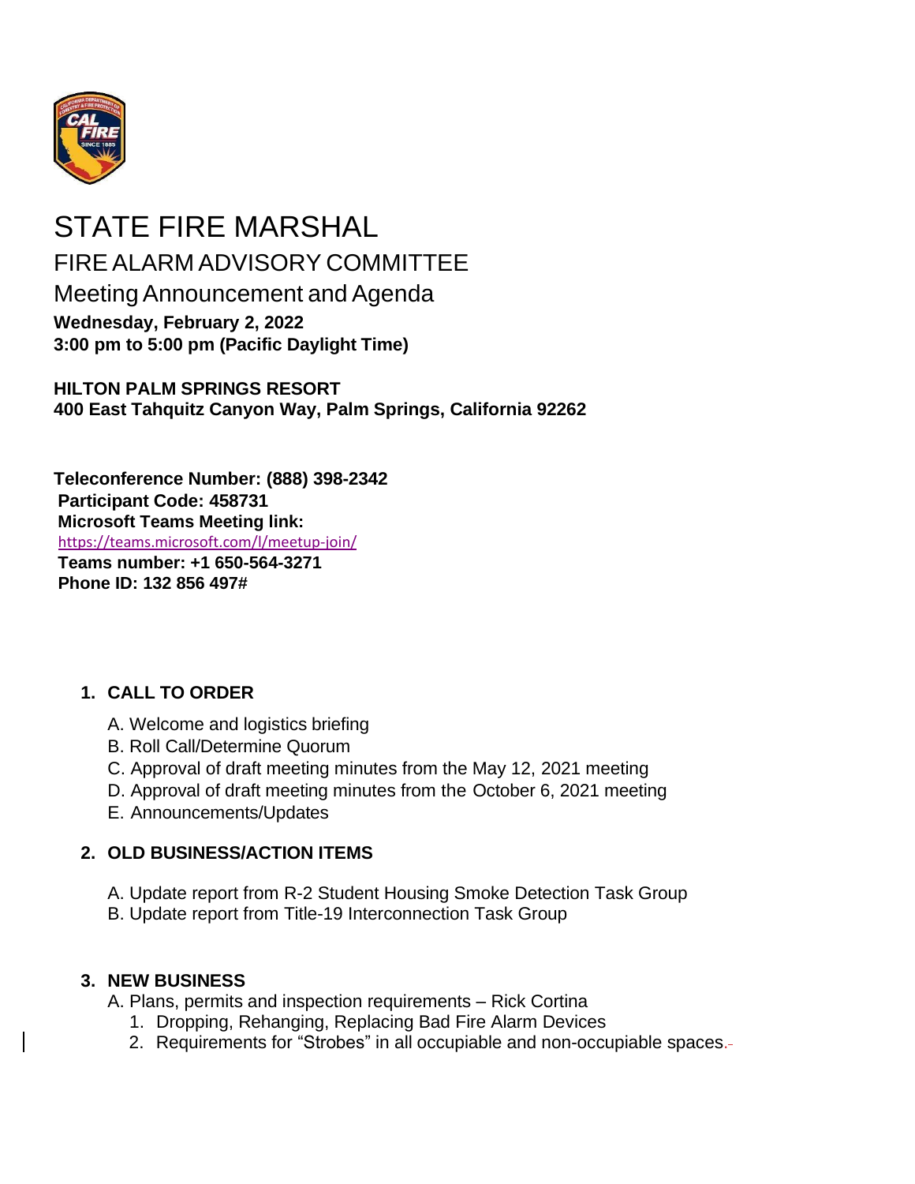# STATE FIRE MARSHAL

## FIRE ALARM ADVISORY COMMITTEE

### Meeting Announcement and Agenda

**Wednesday, February 2, 2022**
**3:00 pm to 5:00 pm (Pacific Daylight Time)**

**HILTON PALM SPRINGS RESORT**
**400 East Tahquitz Canyon Way, Palm Springs, California 92262**

**Teleconference Number: (888) 398-2342**
**Participant Code: 458731**
**Microsoft Teams Meeting link:**
https://teams.microsoft.com/l/meetup-join/
**Teams number: +1 650-564-3271**
**Phone ID: 132 856 497#**

1. **CALL TO ORDER**
   - A. Welcome and logistics briefing
   - B. Roll Call/Determine Quorum
   - C. Approval of draft meeting minutes from the May 12, 2021 meeting
   - D. Approval of draft meeting minutes from the October 6, 2021 meeting
   - E. Announcements/Updates

2. **OLD BUSINESS/ACTION ITEMS**
   - A. Update report from R-2 Student Housing Smoke Detection Task Group
   - B. Update report from Title-19 Interconnection Task Group

3. **NEW BUSINESS**
   - A. Plans, permits and inspection requirements – Rick Cortina
     1. Dropping, Rehanging, Replacing Bad Fire Alarm Devices
     2. Requirements for "Strobes" in all occupiable and non-occupiable spaces.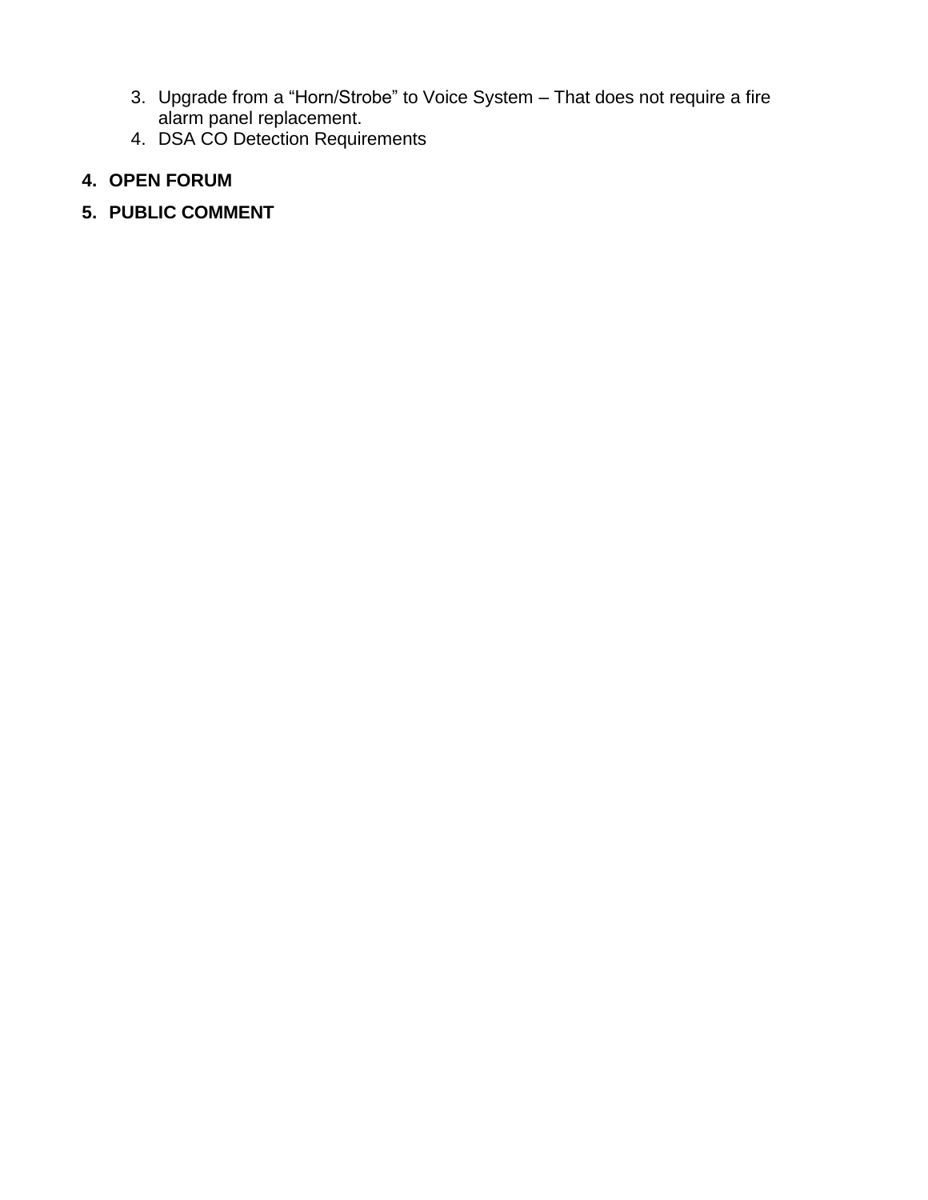3. Upgrade from a “Horn/Strobe” to Voice System – That does not require a fire alarm panel replacement.
4. DSA CO Detection Requirements

**4. OPEN FORUM**

**5. PUBLIC COMMENT**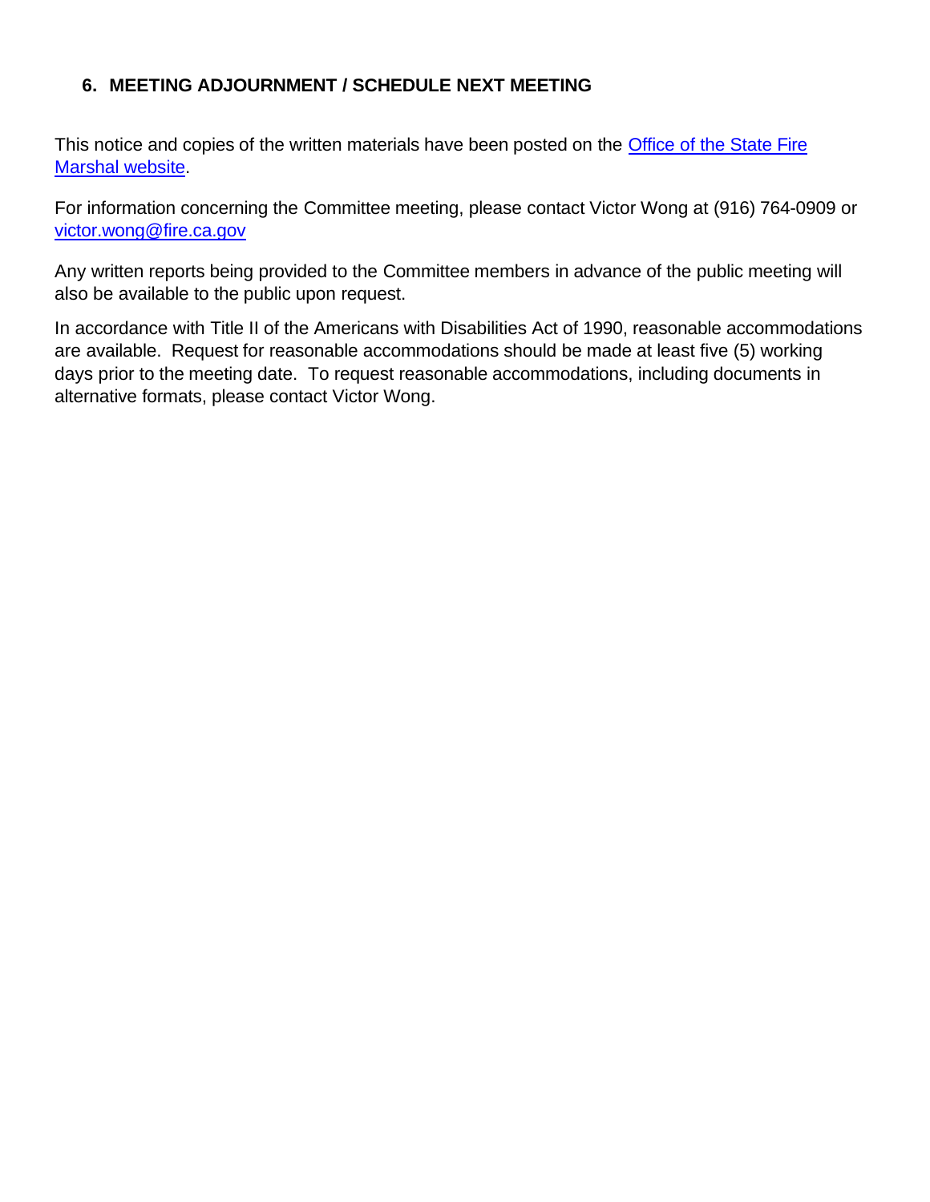### 6. MEETING ADJOURNMENT / SCHEDULE NEXT MEETING

This notice and copies of the written materials have been posted on the Office of the State Fire Marshal website.

For information concerning the Committee meeting, please contact Victor Wong at (916) 764-0909 or victor.wong@fire.ca.gov

Any written reports being provided to the Committee members in advance of the public meeting will also be available to the public upon request.

In accordance with Title II of the Americans with Disabilities Act of 1990, reasonable accommodations are available. Request for reasonable accommodations should be made at least five (5) working days prior to the meeting date. To request reasonable accommodations, including documents in alternative formats, please contact Victor Wong.